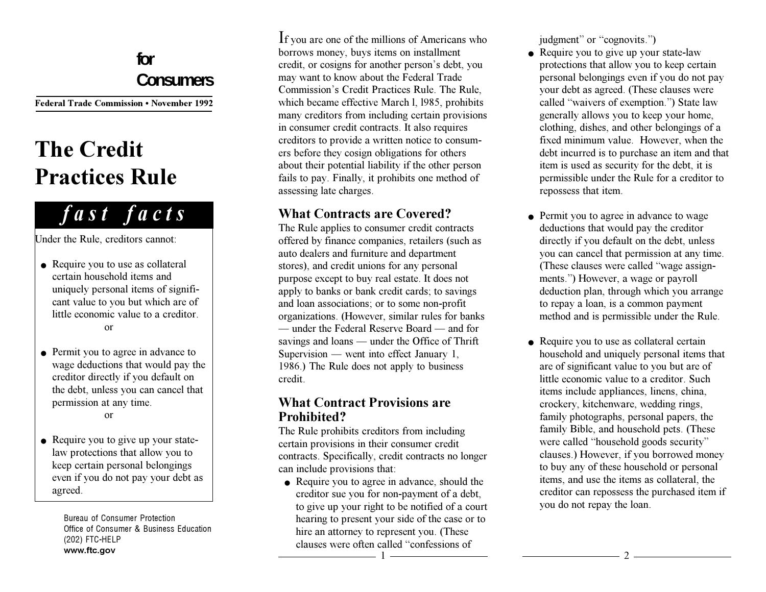**for Consumers**

**Federal Trade Commission • November 1992**

# The Credit Practices Rule

## *fast facts*

Under the Rule, creditors cannot:

- Require you to use as collateral certain household items and uniquely personal items of significant value to you but which are of little economic value to a creditor.

  or

- Permit you to agree in advance to wage deductions that would pay the creditor directly if you default on the debt, unless you can cancel that permission at any time.

  or

- Require you to give up your state-law protections that allow you to keep certain personal belongings even if you do not pay your debt as agreed.

Bureau of Consumer Protection
Office of Consumer & Business Education
(202) FTC-HELP
**www.ftc.gov**

If you are one of the millions of Americans who borrows money, buys items on installment credit, or cosigns for another person's debt, you may want to know about the Federal Trade Commission's Credit Practices Rule. The Rule, which became effective March l, l985, prohibits many creditors from including certain provisions in consumer credit contracts. It also requires creditors to provide a written notice to consumers before they cosign obligations for others about their potential liability if the other person fails to pay. Finally, it prohibits one method of assessing late charges.

## What Contracts are Covered?

The Rule applies to consumer credit contracts offered by finance companies, retailers (such as auto dealers and furniture and department stores), and credit unions for any personal purpose except to buy real estate. It does not apply to banks or bank credit cards; to savings and loan associations; or to some non-profit organizations. (However, similar rules for banks — under the Federal Reserve Board — and for savings and loans — under the Office of Thrift Supervision — went into effect January 1, 1986.) The Rule does not apply to business credit.

## What Contract Provisions are Prohibited?

The Rule prohibits creditors from including certain provisions in their consumer credit contracts. Specifically, credit contracts no longer can include provisions that:

- Require you to agree in advance, should the creditor sue you for non-payment of a debt, to give up your right to be notified of a court hearing to present your side of the case or to hire an attorney to represent you. (These clauses were often called "confessions of judgment" or "cognovits.")
- Require you to give up your state-law protections that allow you to keep certain personal belongings even if you do not pay your debt as agreed. (These clauses were called "waivers of exemption.") State law generally allows you to keep your home, clothing, dishes, and other belongings of a fixed minimum value. However, when the debt incurred is to purchase an item and that item is used as security for the debt, it is permissible under the Rule for a creditor to repossess that item.
- Permit you to agree in advance to wage deductions that would pay the creditor directly if you default on the debt, unless you can cancel that permission at any time. (These clauses were called "wage assignments.") However, a wage or payroll deduction plan, through which you arrange to repay a loan, is a common payment method and is permissible under the Rule.
- Require you to use as collateral certain household and uniquely personal items that are of significant value to you but are of little economic value to a creditor. Such items include appliances, linens, china, crockery, kitchenware, wedding rings, family photographs, personal papers, the family Bible, and household pets. (These were called "household goods security" clauses.) However, if you borrowed money to buy any of these household or personal items, and use the items as collateral, the creditor can repossess the purchased item if you do not repay the loan.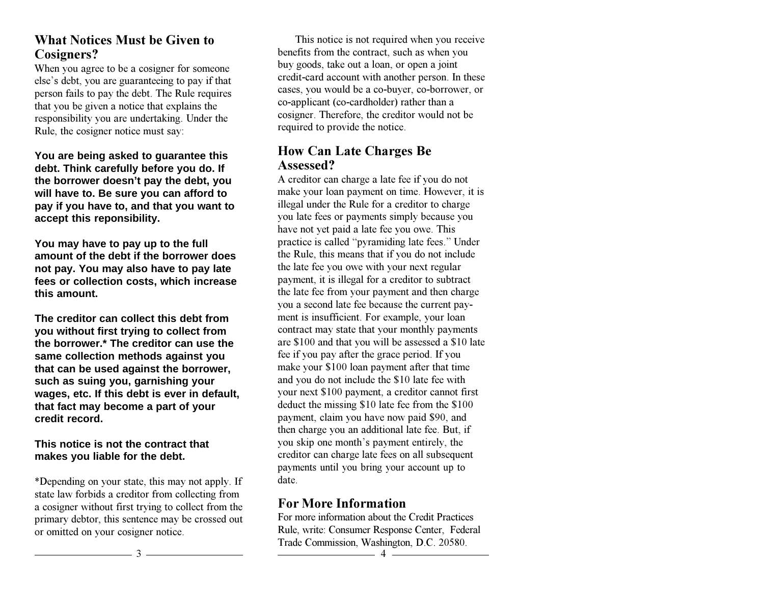## What Notices Must be Given to Cosigners?

When you agree to be a cosigner for someone else's debt, you are guaranteeing to pay if that person fails to pay the debt. The Rule requires that you be given a notice that explains the responsibility you are undertaking. Under the Rule, the cosigner notice must say:

**You are being asked to guarantee this debt. Think carefully before you do. If the borrower doesn't pay the debt, you will have to. Be sure you can afford to pay if you have to, and that you want to accept this reponsibility.**

**You may have to pay up to the full amount of the debt if the borrower does not pay. You may also have to pay late fees or collection costs, which increase this amount.**

**The creditor can collect this debt from you without first trying to collect from the borrower.* The creditor can use the same collection methods against you that can be used against the borrower, such as suing you, garnishing your wages, etc. If this debt is ever in default, that fact may become a part of your credit record.**

**This notice is not the contract that makes you liable for the debt.**

*Depending on your state, this may not apply. If state law forbids a creditor from collecting from a cosigner without first trying to collect from the primary debtor, this sentence may be crossed out or omitted on your cosigner notice.

This notice is not required when you receive benefits from the contract, such as when you buy goods, take out a loan, or open a joint credit-card account with another person. In these cases, you would be a co-buyer, co-borrower, or co-applicant (co-cardholder) rather than a cosigner. Therefore, the creditor would not be required to provide the notice.

## How Can Late Charges Be Assessed?

A creditor can charge a late fee if you do not make your loan payment on time. However, it is illegal under the Rule for a creditor to charge you late fees or payments simply because you have not yet paid a late fee you owe. This practice is called "pyramiding late fees." Under the Rule, this means that if you do not include the late fee you owe with your next regular payment, it is illegal for a creditor to subtract the late fee from your payment and then charge you a second late fee because the current payment is insufficient. For example, your loan contract may state that your monthly payments are $100 and that you will be assessed a $10 late fee if you pay after the grace period. If you make your $100 loan payment after that time and you do not include the $10 late fee with your next $100 payment, a creditor cannot first deduct the missing $10 late fee from the $100 payment, claim you have now paid $90, and then charge you an additional late fee. But, if you skip one month's payment entirely, the creditor can charge late fees on all subsequent payments until you bring your account up to date.

## For More Information

For more information about the Credit Practices Rule, write: Consumer Response Center, Federal Trade Commission, Washington, D.C. 20580.